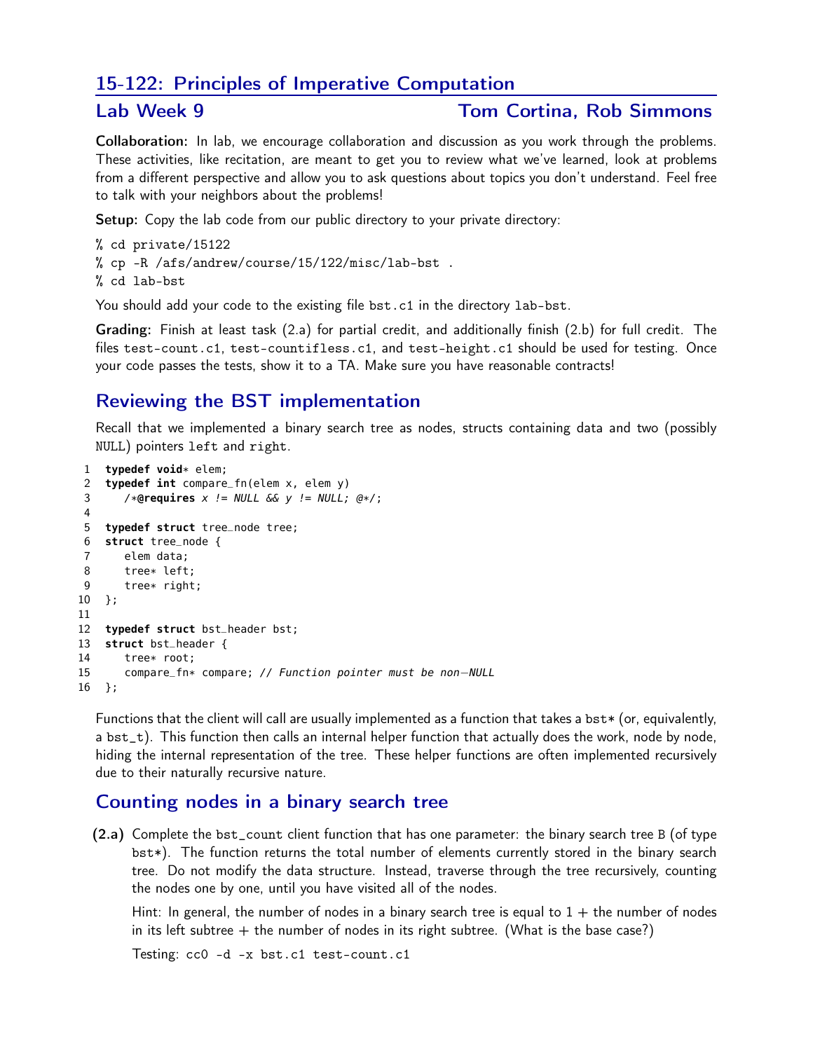# 15-122: Principles of Imperative Computation

## Lab Week 9 — Tom Cortina, Rob Simmons

**Collaboration:** In lab, we encourage collaboration and discussion as you work through the problems. These activities, like recitation, are meant to get you to review what we've learned, look at problems from a different perspective and allow you to ask questions about topics you don't understand. Feel free to talk with your neighbors about the problems!

**Setup:** Copy the lab code from our public directory to your private directory:

```
% cd private/15122
% cp -R /afs/andrew/course/15/122/misc/lab-bst .
% cd lab-bst
```

You should add your code to the existing file `bst.c1` in the directory `lab-bst`.

**Grading:** Finish at least task (2.a) for partial credit, and additionally finish (2.b) for full credit. The files `test-count.c1`, `test-countifless.c1`, and `test-height.c1` should be used for testing. Once your code passes the tests, show it to a TA. Make sure you have reasonable contracts!

## Reviewing the BST implementation

Recall that we implemented a binary search tree as nodes, structs containing data and two (possibly NULL) pointers `left` and `right`.

```
1  typedef void* elem;
2  typedef int compare_fn(elem x, elem y)
3     /*@requires x != NULL && y != NULL; @*/;
4
5  typedef struct tree_node tree;
6  struct tree_node {
7     elem data;
8     tree* left;
9     tree* right;
10 };
11
12 typedef struct bst_header bst;
13 struct bst_header {
14    tree* root;
15    compare_fn* compare; // Function pointer must be non-NULL
16 };
```

Functions that the client will call are usually implemented as a function that takes a `bst*` (or, equivalently, a `bst_t`). This function then calls an internal helper function that actually does the work, node by node, hiding the internal representation of the tree. These helper functions are often implemented recursively due to their naturally recursive nature.

## Counting nodes in a binary search tree

**(2.a)** Complete the `bst_count` client function that has one parameter: the binary search tree `B` (of type `bst*`). The function returns the total number of elements currently stored in the binary search tree. Do not modify the data structure. Instead, traverse through the tree recursively, counting the nodes one by one, until you have visited all of the nodes.

Hint: In general, the number of nodes in a binary search tree is equal to 1 + the number of nodes in its left subtree + the number of nodes in its right subtree. (What is the base case?)

Testing: `cc0 -d -x bst.c1 test-count.c1`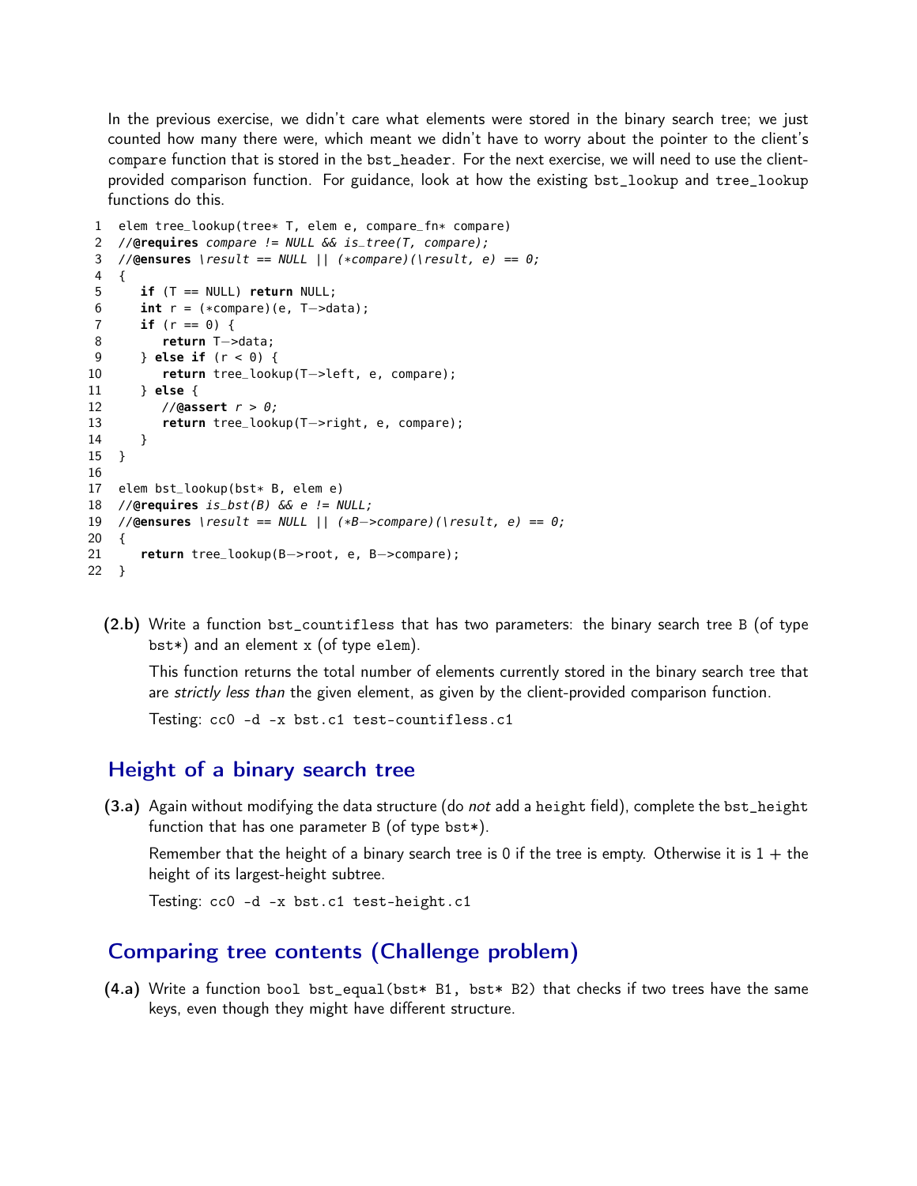In the previous exercise, we didn't care what elements were stored in the binary search tree; we just counted how many there were, which meant we didn't have to worry about the pointer to the client's `compare` function that is stored in the `bst_header`. For the next exercise, we will need to use the client-provided comparison function. For guidance, look at how the existing `bst_lookup` and `tree_lookup` functions do this.

```
1  elem tree_lookup(tree* T, elem e, compare_fn* compare)
2  //@requires compare != NULL && is_tree(T, compare);
3  //@ensures \result == NULL || (*compare)(\result, e) == 0;
4  {
5     if (T == NULL) return NULL;
6     int r = (*compare)(e, T->data);
7     if (r == 0) {
8        return T->data;
9     } else if (r < 0) {
10       return tree_lookup(T->left, e, compare);
11    } else {
12       //@assert r > 0;
13       return tree_lookup(T->right, e, compare);
14    }
15 }
16
17 elem bst_lookup(bst* B, elem e)
18 //@requires is_bst(B) && e != NULL;
19 //@ensures \result == NULL || (*B->compare)(\result, e) == 0;
20 {
21    return tree_lookup(B->root, e, B->compare);
22 }
```

**(2.b)** Write a function `bst_countifless` that has two parameters: the binary search tree `B` (of type `bst*`) and an element `x` (of type `elem`).

This function returns the total number of elements currently stored in the binary search tree that are *strictly less than* the given element, as given by the client-provided comparison function.

Testing: `cc0 -d -x bst.c1 test-countifless.c1`

## Height of a binary search tree

**(3.a)** Again without modifying the data structure (do *not* add a `height` field), complete the `bst_height` function that has one parameter `B` (of type `bst*`).

Remember that the height of a binary search tree is 0 if the tree is empty. Otherwise it is 1 + the height of its largest-height subtree.

Testing: `cc0 -d -x bst.c1 test-height.c1`

## Comparing tree contents (Challenge problem)

**(4.a)** Write a function `bool bst_equal(bst* B1, bst* B2)` that checks if two trees have the same keys, even though they might have different structure.